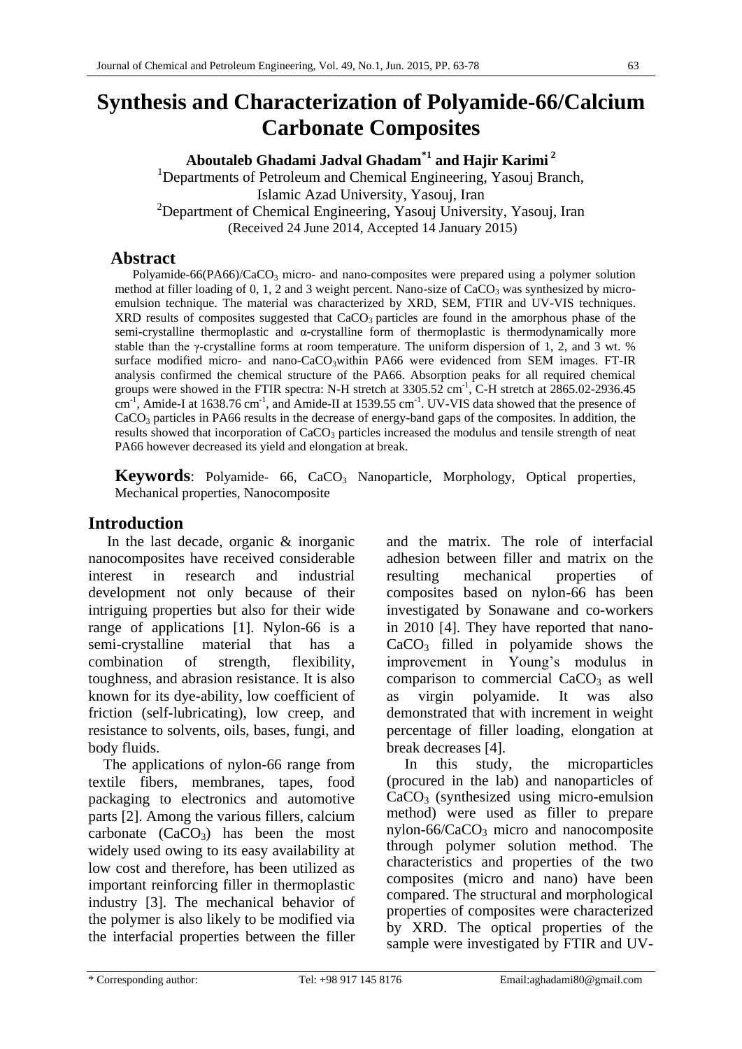# Synthesis and Characterization of Polyamide-66/Calcium Carbonate Composites

**Aboutaleb Ghadami Jadval Ghadam*[1] and Hajir Karimi[2]**

[1]Departments of Petroleum and Chemical Engineering, Yasouj Branch, Islamic Azad University, Yasouj, Iran

[2]Department of Chemical Engineering, Yasouj University, Yasouj, Iran

(Received 24 June 2014, Accepted 14 January 2015)

## Abstract

Polyamide-66(PA66)/$CaCO_3$ micro- and nano-composites were prepared using a polymer solution method at filler loading of 0, 1, 2 and 3 weight percent. Nano-size of $CaCO_3$ was synthesized by micro-emulsion technique. The material was characterized by XRD, SEM, FTIR and UV-VIS techniques. XRD results of composites suggested that $CaCO_3$ particles are found in the amorphous phase of the semi-crystalline thermoplastic and α-crystalline form of thermoplastic is thermodynamically more stable than the γ-crystalline forms at room temperature. The uniform dispersion of 1, 2, and 3 wt. % surface modified micro- and nano-$CaCO_3$within PA66 were evidenced from SEM images. FT-IR analysis confirmed the chemical structure of the PA66. Absorption peaks for all required chemical groups were showed in the FTIR spectra: N-H stretch at 3305.52 $cm^{-1}$, C-H stretch at 2865.02-2936.45 $cm^{-1}$, Amide-I at 1638.76 $cm^{-1}$, and Amide-II at 1539.55 $cm^{-1}$. UV-VIS data showed that the presence of $CaCO_3$ particles in PA66 results in the decrease of energy-band gaps of the composites. In addition, the results showed that incorporation of $CaCO_3$ particles increased the modulus and tensile strength of neat PA66 however decreased its yield and elongation at break.

**Keywords**: Polyamide- 66, $CaCO_3$ Nanoparticle, Morphology, Optical properties, Mechanical properties, Nanocomposite

## Introduction

In the last decade, organic & inorganic nanocomposites have received considerable interest in research and industrial development not only because of their intriguing properties but also for their wide range of applications [1]. Nylon-66 is a semi-crystalline material that has a combination of strength, flexibility, toughness, and abrasion resistance. It is also known for its dye-ability, low coefficient of friction (self-lubricating), low creep, and resistance to solvents, oils, bases, fungi, and body fluids.

The applications of nylon-66 range from textile fibers, membranes, tapes, food packaging to electronics and automotive parts [2]. Among the various fillers, calcium carbonate ($CaCO_3$) has been the most widely used owing to its easy availability at low cost and therefore, has been utilized as important reinforcing filler in thermoplastic industry [3]. The mechanical behavior of the polymer is also likely to be modified via the interfacial properties between the filler and the matrix. The role of interfacial adhesion between filler and matrix on the resulting mechanical properties of composites based on nylon-66 has been investigated by Sonawane and co-workers in 2010 [4]. They have reported that nano-$CaCO_3$ filled in polyamide shows the improvement in Young's modulus in comparison to commercial $CaCO_3$ as well as virgin polyamide. It was also demonstrated that with increment in weight percentage of filler loading, elongation at break decreases [4].

In this study, the microparticles (procured in the lab) and nanoparticles of $CaCO_3$ (synthesized using micro-emulsion method) were used as filler to prepare nylon-66/$CaCO_3$ micro and nanocomposite through polymer solution method. The characteristics and properties of the two composites (micro and nano) have been compared. The structural and morphological properties of composites were characterized by XRD. The optical properties of the sample were investigated by FTIR and UV-

* Corresponding author: Tel: +98 917 145 8176 Email:aghadami80@gmail.com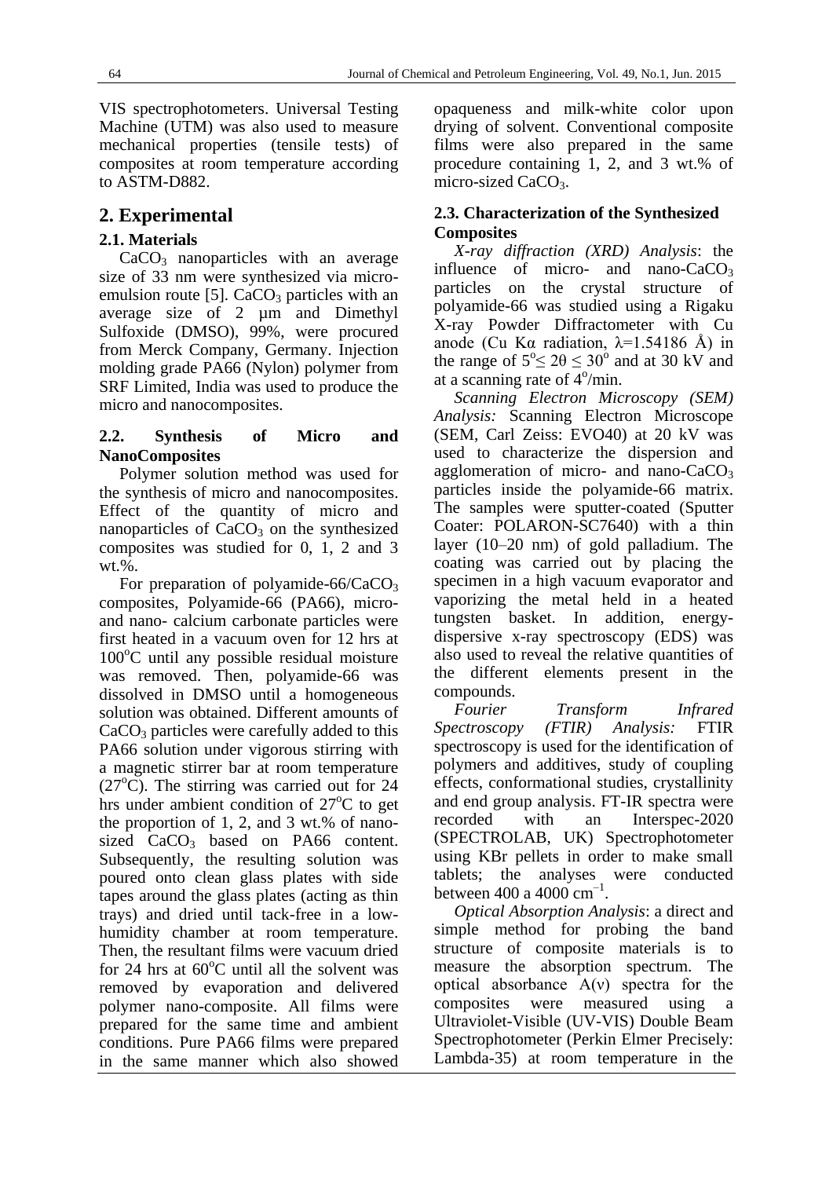VIS spectrophotometers. Universal Testing Machine (UTM) was also used to measure mechanical properties (tensile tests) of composites at room temperature according to ASTM-D882.

## 2. Experimental

### 2.1. Materials

$CaCO_3$ nanoparticles with an average size of 33 nm were synthesized via micro-emulsion route [5]. $CaCO_3$ particles with an average size of 2 µm and Dimethyl Sulfoxide (DMSO), 99%, were procured from Merck Company, Germany. Injection molding grade PA66 (Nylon) polymer from SRF Limited, India was used to produce the micro and nanocomposites.

### 2.2. Synthesis of Micro and NanoComposites

Polymer solution method was used for the synthesis of micro and nanocomposites. Effect of the quantity of micro and nanoparticles of $CaCO_3$ on the synthesized composites was studied for 0, 1, 2 and 3 wt.%.

For preparation of polyamide-66/$CaCO_3$ composites, Polyamide-66 (PA66), micro- and nano- calcium carbonate particles were first heated in a vacuum oven for 12 hrs at 100°C until any possible residual moisture was removed. Then, polyamide-66 was dissolved in DMSO until a homogeneous solution was obtained. Different amounts of $CaCO_3$ particles were carefully added to this PA66 solution under vigorous stirring with a magnetic stirrer bar at room temperature (27°C). The stirring was carried out for 24 hrs under ambient condition of 27°C to get the proportion of 1, 2, and 3 wt.% of nano-sized $CaCO_3$ based on PA66 content. Subsequently, the resulting solution was poured onto clean glass plates with side tapes around the glass plates (acting as thin trays) and dried until tack-free in a low-humidity chamber at room temperature. Then, the resultant films were vacuum dried for 24 hrs at 60°C until all the solvent was removed by evaporation and delivered polymer nano-composite. All films were prepared for the same time and ambient conditions. Pure PA66 films were prepared in the same manner which also showed opaqueness and milk-white color upon drying of solvent. Conventional composite films were also prepared in the same procedure containing 1, 2, and 3 wt.% of micro-sized $CaCO_3$.

### 2.3. Characterization of the Synthesized Composites

*X-ray diffraction (XRD) Analysis*: the influence of micro- and nano-$CaCO_3$ particles on the crystal structure of polyamide-66 was studied using a Rigaku X-ray Powder Diffractometer with Cu anode (Cu Kα radiation, $\lambda$=1.54186 Å) in the range of $5^o \leq 2\theta \leq 30^o$ and at 30 kV and at a scanning rate of 4°/min.

*Scanning Electron Microscopy (SEM) Analysis:* Scanning Electron Microscope (SEM, Carl Zeiss: EVO40) at 20 kV was used to characterize the dispersion and agglomeration of micro- and nano-$CaCO_3$ particles inside the polyamide-66 matrix. The samples were sputter-coated (Sputter Coater: POLARON-SC7640) with a thin layer (10–20 nm) of gold palladium. The coating was carried out by placing the specimen in a high vacuum evaporator and vaporizing the metal held in a heated tungsten basket. In addition, energy-dispersive x-ray spectroscopy (EDS) was also used to reveal the relative quantities of the different elements present in the compounds.

*Fourier Transform Infrared Spectroscopy (FTIR) Analysis:* FTIR spectroscopy is used for the identification of polymers and additives, study of coupling effects, conformational studies, crystallinity and end group analysis. FT-IR spectra were recorded with an Interspec-2020 (SPECTROLAB, UK) Spectrophotometer using KBr pellets in order to make small tablets; the analyses were conducted between 400 a 4000 $cm^{-1}$.

*Optical Absorption Analysis*: a direct and simple method for probing the band structure of composite materials is to measure the absorption spectrum. The optical absorbance $A(\nu)$ spectra for the composites were measured using a Ultraviolet-Visible (UV-VIS) Double Beam Spectrophotometer (Perkin Elmer Precisely: Lambda-35) at room temperature in the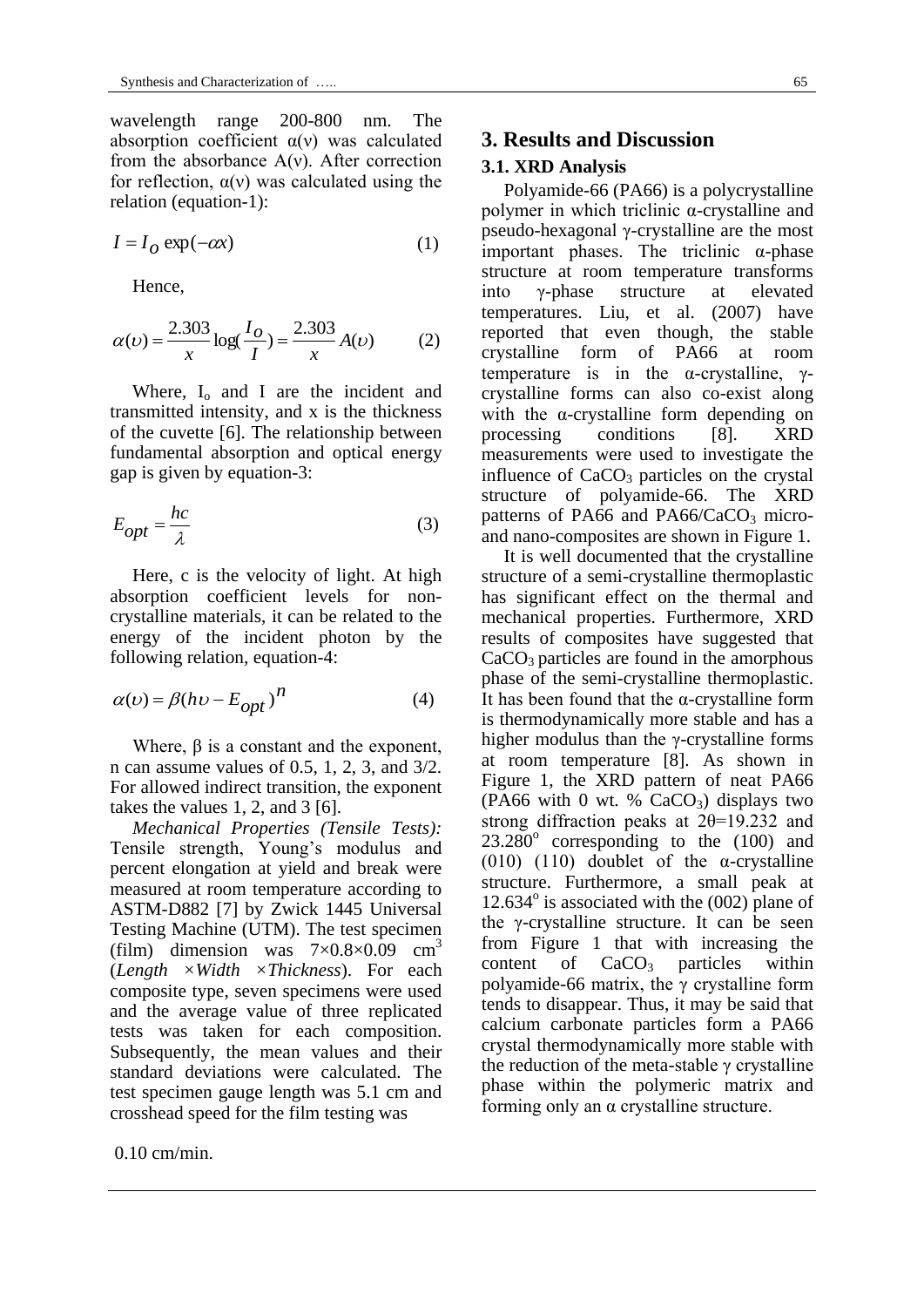wavelength range 200-800 nm. The absorption coefficient α(ν) was calculated from the absorbance A(ν). After correction for reflection, α(ν) was calculated using the relation (equation-1):

$$I = I_O \exp(-\alpha x) \tag{1}$$

Hence,

$$\alpha(\upsilon) = \frac{2.303}{x} \log\left(\frac{I_O}{I}\right) = \frac{2.303}{x} A(\upsilon) \tag{2}$$

Where, $I_o$ and I are the incident and transmitted intensity, and x is the thickness of the cuvette [6]. The relationship between fundamental absorption and optical energy gap is given by equation-3:

$$E_{opt} = \frac{hc}{\lambda} \tag{3}$$

Here, c is the velocity of light. At high absorption coefficient levels for non-crystalline materials, it can be related to the energy of the incident photon by the following relation, equation-4:

$$\alpha(\upsilon) = \beta(h\upsilon - E_{opt})^n \tag{4}$$

Where, β is a constant and the exponent, n can assume values of 0.5, 1, 2, 3, and 3/2. For allowed indirect transition, the exponent takes the values 1, 2, and 3 [6].

*Mechanical Properties (Tensile Tests):* Tensile strength, Young's modulus and percent elongation at yield and break were measured at room temperature according to ASTM-D882 [7] by Zwick 1445 Universal Testing Machine (UTM). The test specimen (film) dimension was $7\times0.8\times0.09$ $cm^3$ (*Length* ×*Width* ×*Thickness*). For each composite type, seven specimens were used and the average value of three replicated tests was taken for each composition. Subsequently, the mean values and their standard deviations were calculated. The test specimen gauge length was 5.1 cm and crosshead speed for the film testing was 0.10 cm/min.

## 3. Results and Discussion

### 3.1. XRD Analysis

Polyamide-66 (PA66) is a polycrystalline polymer in which triclinic α-crystalline and pseudo-hexagonal γ-crystalline are the most important phases. The triclinic α-phase structure at room temperature transforms into γ-phase structure at elevated temperatures. Liu, et al. (2007) have reported that even though, the stable crystalline form of PA66 at room temperature is in the α-crystalline, γ-crystalline forms can also co-exist along with the α-crystalline form depending on processing conditions [8]. XRD measurements were used to investigate the influence of $CaCO_3$ particles on the crystal structure of polyamide-66. The XRD patterns of PA66 and PA66/$CaCO_3$ micro- and nano-composites are shown in Figure 1.

It is well documented that the crystalline structure of a semi-crystalline thermoplastic has significant effect on the thermal and mechanical properties. Furthermore, XRD results of composites have suggested that $CaCO_3$ particles are found in the amorphous phase of the semi-crystalline thermoplastic. It has been found that the α-crystalline form is thermodynamically more stable and has a higher modulus than the γ-crystalline forms at room temperature [8]. As shown in Figure 1, the XRD pattern of neat PA66 (PA66 with 0 wt. % $CaCO_3$) displays two strong diffraction peaks at $2\theta$=19.232 and 23.280° corresponding to the (100) and (010) (110) doublet of the α-crystalline structure. Furthermore, a small peak at 12.634° is associated with the (002) plane of the γ-crystalline structure. It can be seen from Figure 1 that with increasing the content of $CaCO_3$ particles within polyamide-66 matrix, the γ crystalline form tends to disappear. Thus, it may be said that calcium carbonate particles form a PA66 crystal thermodynamically more stable with the reduction of the meta-stable γ crystalline phase within the polymeric matrix and forming only an α crystalline structure.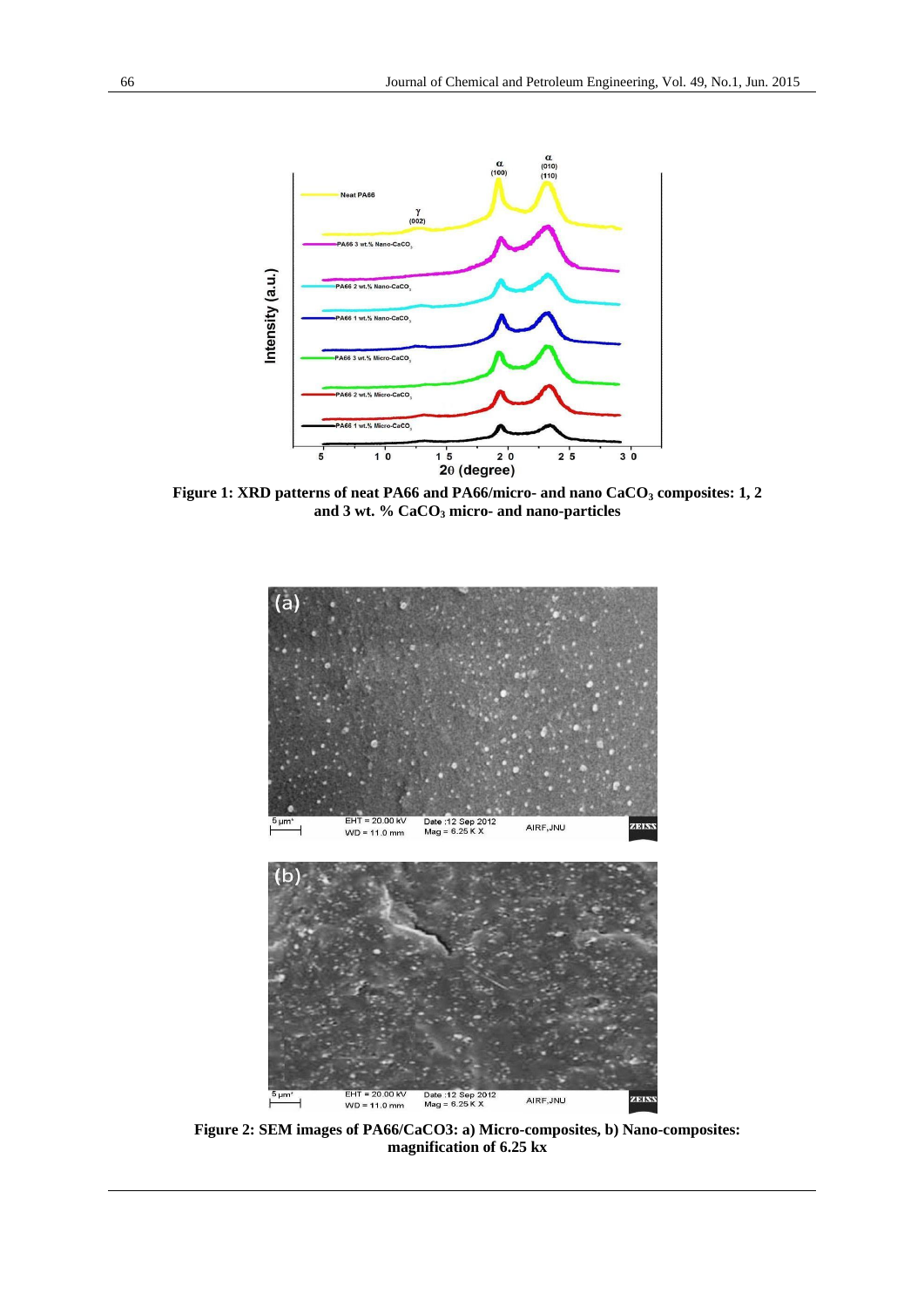**Figure 1: XRD patterns of neat PA66 and PA66/micro- and nano $CaCO_3$ composites: 1, 2 and 3 wt. % $CaCO_3$ micro- and nano-particles**

**Figure 2: SEM images of PA66/CaCO3: a) Micro-composites, b) Nano-composites: magnification of 6.25 kx**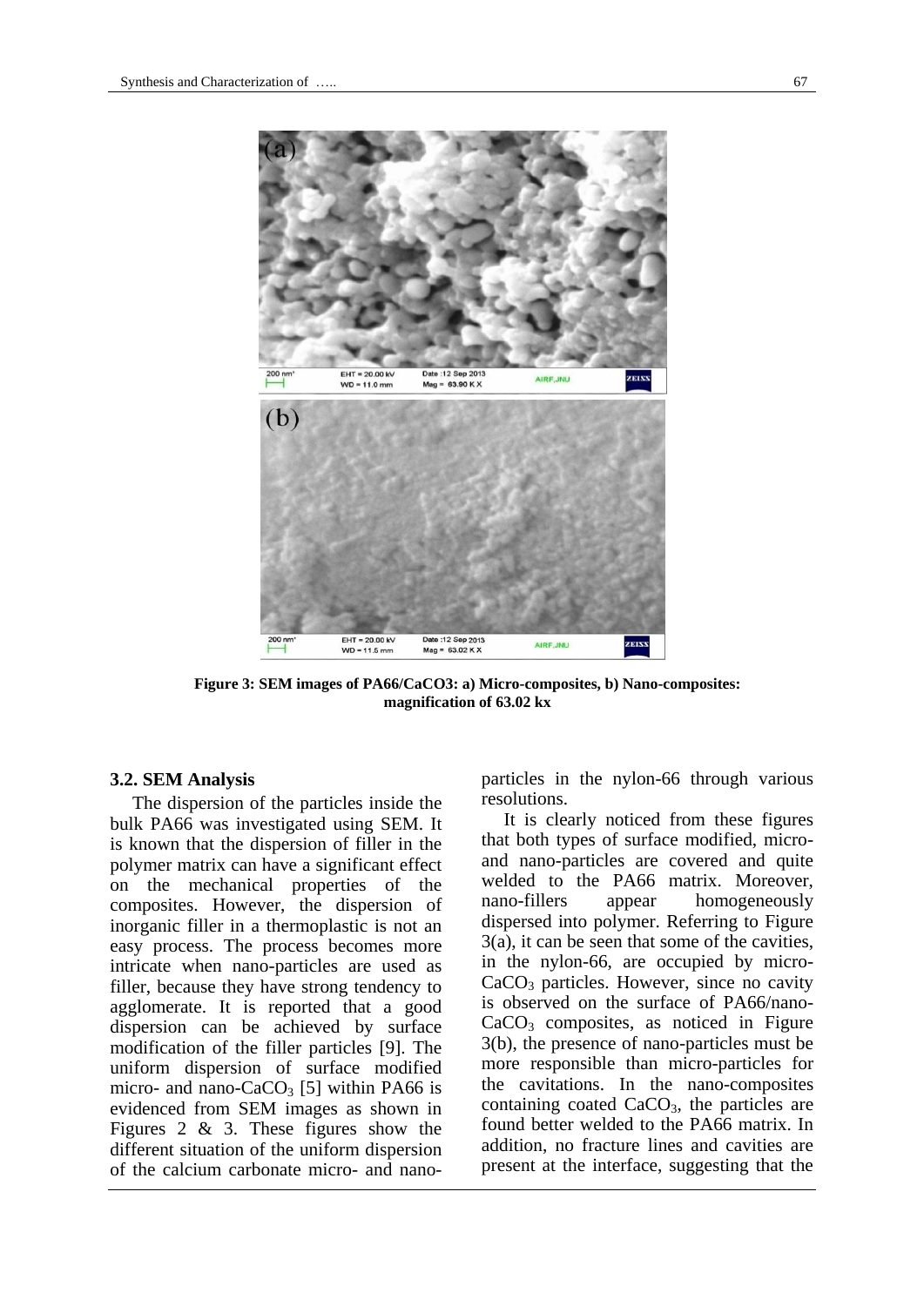**Figure 3: SEM images of PA66/CaCO3: a) Micro-composites, b) Nano-composites: magnification of 63.02 kx**

### 3.2. SEM Analysis

The dispersion of the particles inside the bulk PA66 was investigated using SEM. It is known that the dispersion of filler in the polymer matrix can have a significant effect on the mechanical properties of the composites. However, the dispersion of inorganic filler in a thermoplastic is not an easy process. The process becomes more intricate when nano-particles are used as filler, because they have strong tendency to agglomerate. It is reported that a good dispersion can be achieved by surface modification of the filler particles [9]. The uniform dispersion of surface modified micro- and nano-$CaCO_3$ [5] within PA66 is evidenced from SEM images as shown in Figures 2 & 3. These figures show the different situation of the uniform dispersion of the calcium carbonate micro- and nano-particles in the nylon-66 through various resolutions.

It is clearly noticed from these figures that both types of surface modified, micro- and nano-particles are covered and quite welded to the PA66 matrix. Moreover, nano-fillers appear homogeneously dispersed into polymer. Referring to Figure 3(a), it can be seen that some of the cavities, in the nylon-66, are occupied by micro-$CaCO_3$ particles. However, since no cavity is observed on the surface of PA66/nano-$CaCO_3$ composites, as noticed in Figure 3(b), the presence of nano-particles must be more responsible than micro-particles for the cavitations. In the nano-composites containing coated $CaCO_3$, the particles are found better welded to the PA66 matrix. In addition, no fracture lines and cavities are present at the interface, suggesting that the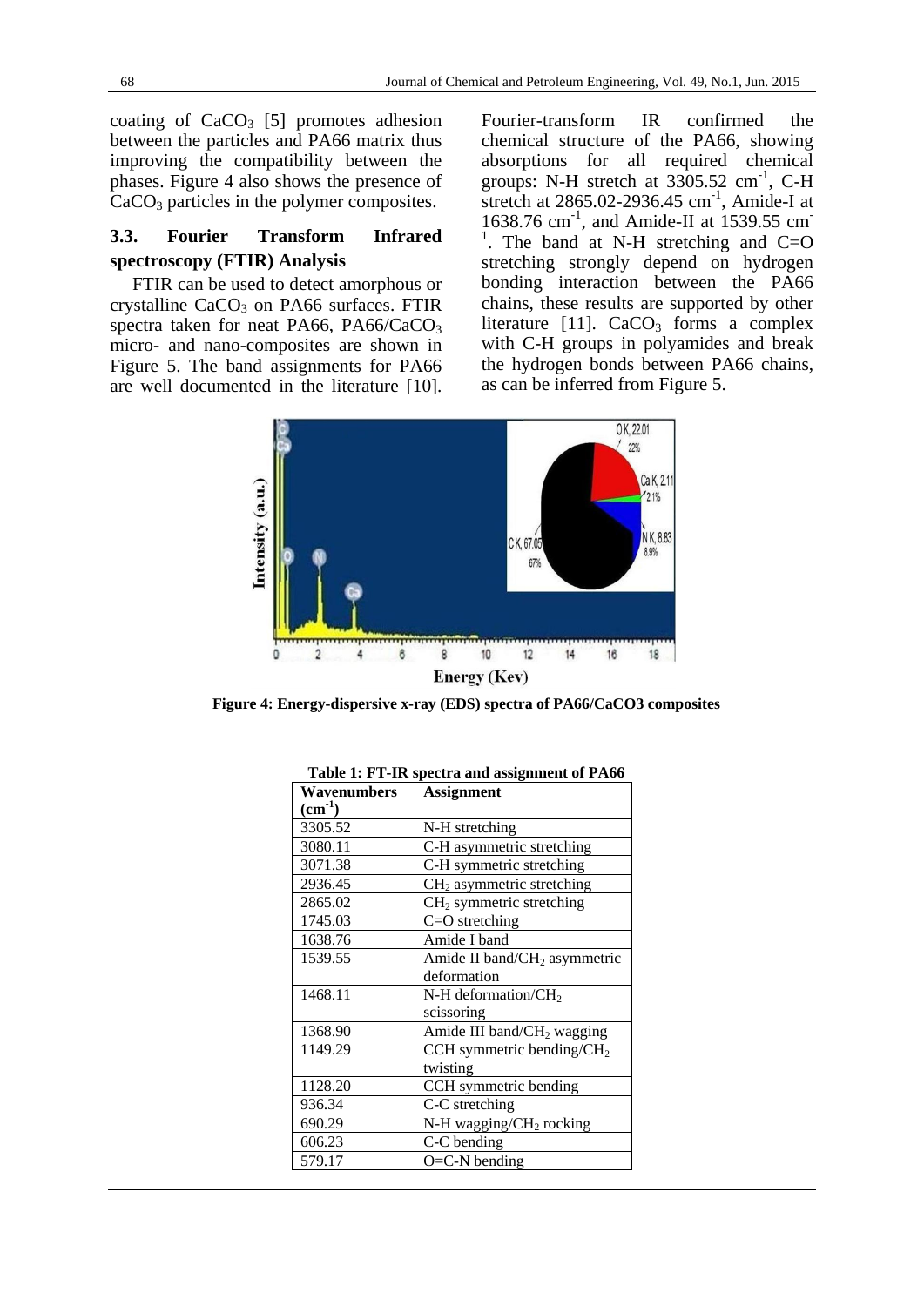coating of $CaCO_3$ [5] promotes adhesion between the particles and PA66 matrix thus improving the compatibility between the phases. Figure 4 also shows the presence of $CaCO_3$ particles in the polymer composites.

### 3.3. Fourier Transform Infrared spectroscopy (FTIR) Analysis

FTIR can be used to detect amorphous or crystalline $CaCO_3$ on PA66 surfaces. FTIR spectra taken for neat PA66, PA66/$CaCO_3$ micro- and nano-composites are shown in Figure 5. The band assignments for PA66 are well documented in the literature [10]. Fourier-transform IR confirmed the chemical structure of the PA66, showing absorptions for all required chemical groups: N-H stretch at 3305.52 $cm^{-1}$, C-H stretch at 2865.02-2936.45 $cm^{-1}$, Amide-I at 1638.76 $cm^{-1}$, and Amide-II at 1539.55 $cm^{-1}$. The band at N-H stretching and C=O stretching strongly depend on hydrogen bonding interaction between the PA66 chains, these results are supported by other literature [11]. $CaCO_3$ forms a complex with C-H groups in polyamides and break the hydrogen bonds between PA66 chains, as can be inferred from Figure 5.

**Figure 4: Energy-dispersive x-ray (EDS) spectra of PA66/CaCO3 composites**

**Table 1: FT-IR spectra and assignment of PA66**

| Wavenumbers ($cm^{-1}$) | Assignment |
|---|---|
| 3305.52 | N-H stretching |
| 3080.11 | C-H asymmetric stretching |
| 3071.38 | C-H symmetric stretching |
| 2936.45 | $CH_2$ asymmetric stretching |
| 2865.02 | $CH_2$ symmetric stretching |
| 1745.03 | C=O stretching |
| 1638.76 | Amide I band |
| 1539.55 | Amide II band/$CH_2$ asymmetric deformation |
| 1468.11 | N-H deformation/$CH_2$ scissoring |
| 1368.90 | Amide III band/$CH_2$ wagging |
| 1149.29 | CCH symmetric bending/$CH_2$ twisting |
| 1128.20 | CCH symmetric bending |
| 936.34 | C-C stretching |
| 690.29 | N-H wagging/$CH_2$ rocking |
| 606.23 | C-C bending |
| 579.17 | O=C-N bending |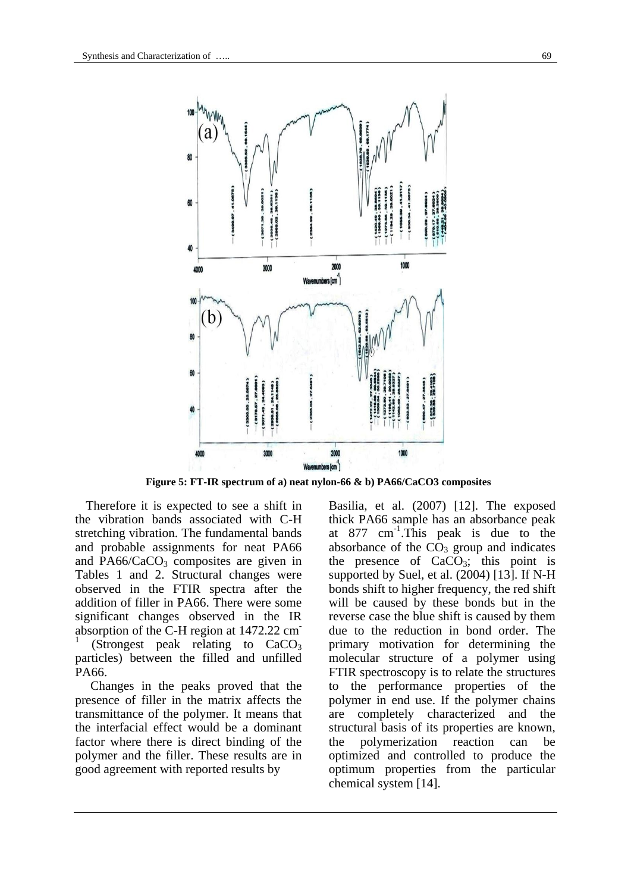Figure 5: FT-IR spectrum of a) neat nylon-66 & b) PA66/CaCO3 composites

Therefore it is expected to see a shift in the vibration bands associated with C-H stretching vibration. The fundamental bands and probable assignments for neat PA66 and PA66/$CaCO_3$ composites are given in Tables 1 and 2. Structural changes were observed in the FTIR spectra after the addition of filler in PA66. There were some significant changes observed in the IR absorption of the C-H region at 1472.22 $cm^{-1}$ (Strongest peak relating to $CaCO_3$ particles) between the filled and unfilled PA66.

Changes in the peaks proved that the presence of filler in the matrix affects the transmittance of the polymer. It means that the interfacial effect would be a dominant factor where there is direct binding of the polymer and the filler. These results are in good agreement with reported results by Basilia, et al. (2007) [12]. The exposed thick PA66 sample has an absorbance peak at 877 $cm^{-1}$.This peak is due to the absorbance of the $CO_3$ group and indicates the presence of $CaCO_3$; this point is supported by Suel, et al. (2004) [13]. If N-H bonds shift to higher frequency, the red shift will be caused by these bonds but in the reverse case the blue shift is caused by them due to the reduction in bond order. The primary motivation for determining the molecular structure of a polymer using FTIR spectroscopy is to relate the structures to the performance properties of the polymer in end use. If the polymer chains are completely characterized and the structural basis of its properties are known, the polymerization reaction can be optimized and controlled to produce the optimum properties from the particular chemical system [14].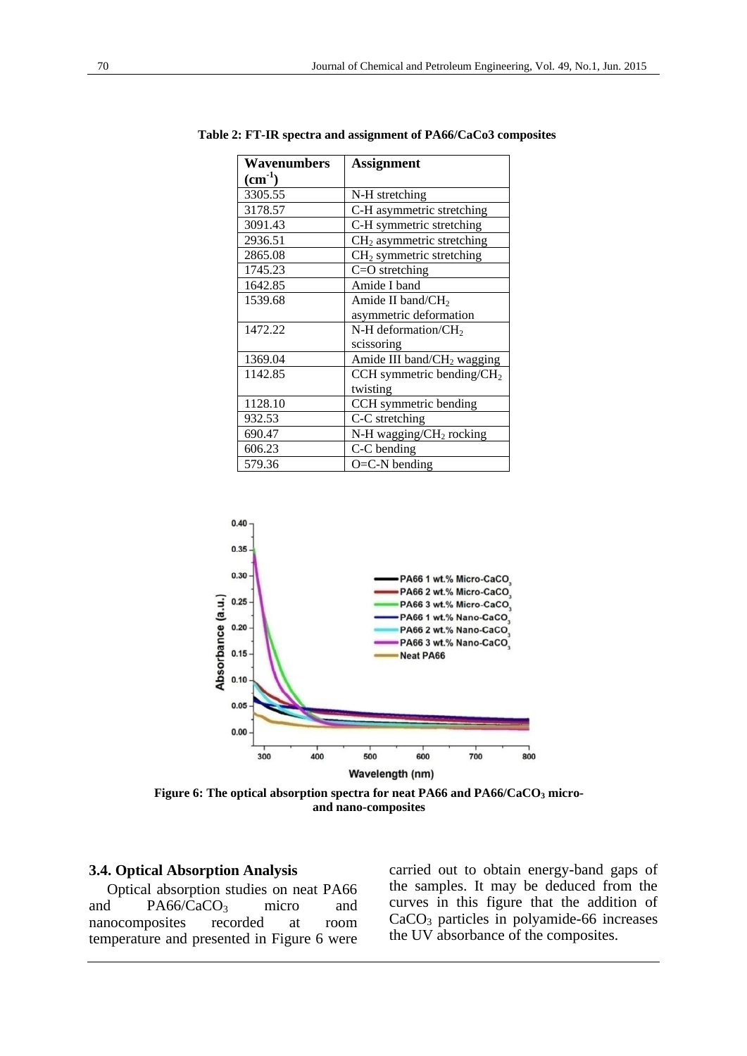**Table 2: FT-IR spectra and assignment of PA66/CaCo3 composites**

| Wavenumbers ($cm^{-1}$) | Assignment |
|---|---|
| 3305.55 | N-H stretching |
| 3178.57 | C-H asymmetric stretching |
| 3091.43 | C-H symmetric stretching |
| 2936.51 | $CH_2$ asymmetric stretching |
| 2865.08 | $CH_2$ symmetric stretching |
| 1745.23 | C=O stretching |
| 1642.85 | Amide I band |
| 1539.68 | Amide II band/$CH_2$ asymmetric deformation |
| 1472.22 | N-H deformation/$CH_2$ scissoring |
| 1369.04 | Amide III band/$CH_2$ wagging |
| 1142.85 | CCH symmetric bending/$CH_2$ twisting |
| 1128.10 | CCH symmetric bending |
| 932.53 | C-C stretching |
| 690.47 | N-H wagging/$CH_2$ rocking |
| 606.23 | C-C bending |
| 579.36 | O=C-N bending |

**Figure 6: The optical absorption spectra for neat PA66 and PA66/$CaCO_3$ micro- and nano-composites**

### 3.4. Optical Absorption Analysis

Optical absorption studies on neat PA66 and PA66/$CaCO_3$ micro and nanocomposites recorded at room temperature and presented in Figure 6 were carried out to obtain energy-band gaps of the samples. It may be deduced from the curves in this figure that the addition of $CaCO_3$ particles in polyamide-66 increases the UV absorbance of the composites.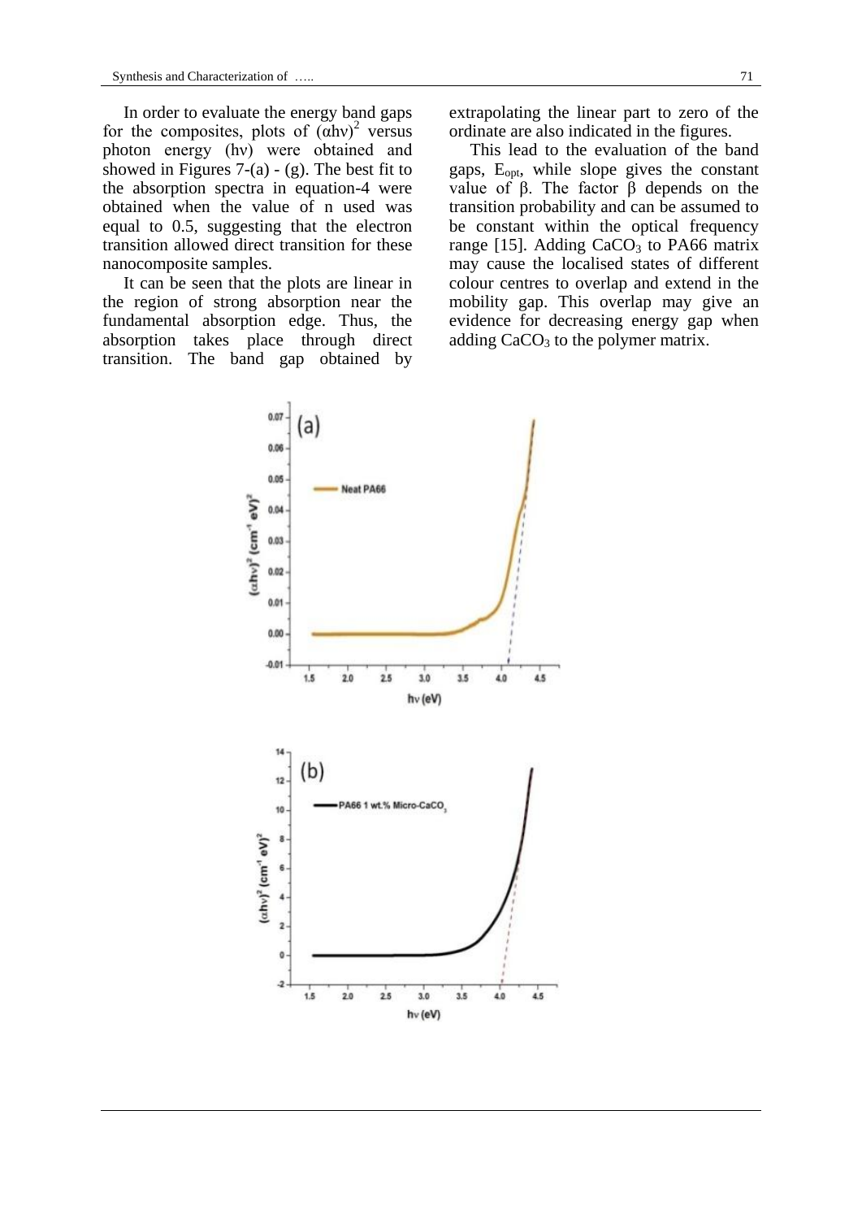In order to evaluate the energy band gaps for the composites, plots of $(\alpha h\nu)^2$ versus photon energy ($h\nu$) were obtained and showed in Figures 7-(a) - (g). The best fit to the absorption spectra in equation-4 were obtained when the value of n used was equal to 0.5, suggesting that the electron transition allowed direct transition for these nanocomposite samples.

It can be seen that the plots are linear in the region of strong absorption near the fundamental absorption edge. Thus, the absorption takes place through direct transition. The band gap obtained by extrapolating the linear part to zero of the ordinate are also indicated in the figures.

This lead to the evaluation of the band gaps, $E_{opt}$, while slope gives the constant value of $\beta$. The factor $\beta$ depends on the transition probability and can be assumed to be constant within the optical frequency range [15]. Adding $CaCO_3$ to PA66 matrix may cause the localised states of different colour centres to overlap and extend in the mobility gap. This overlap may give an evidence for decreasing energy gap when adding $CaCO_3$ to the polymer matrix.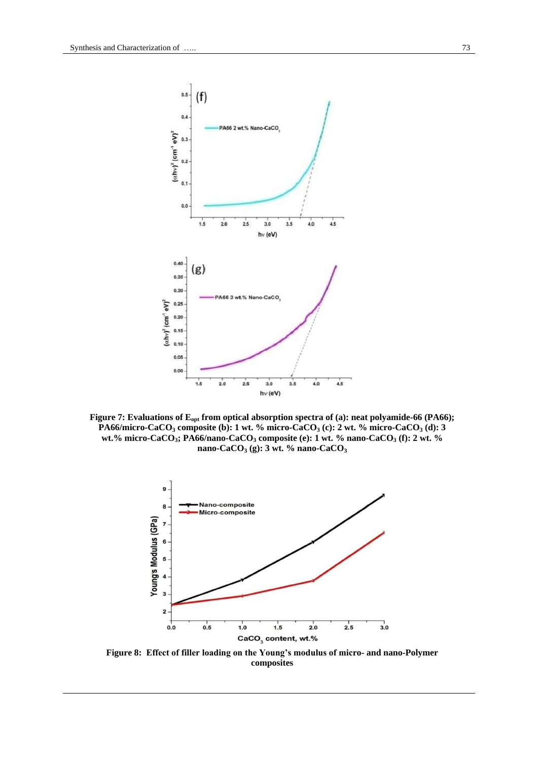**Figure 7: Evaluations of $E_{opt}$ from optical absorption spectra of (a): neat polyamide-66 (PA66); PA66/micro-$CaCO_3$ composite (b): 1 wt. % micro-$CaCO_3$ (c): 2 wt. % micro-$CaCO_3$ (d): 3 wt.% micro-$CaCO_3$; PA66/nano-$CaCO_3$ composite (e): 1 wt. % nano-$CaCO_3$ (f): 2 wt. % nano-$CaCO_3$ (g): 3 wt. % nano-$CaCO_3$**

**Figure 8: Effect of filler loading on the Young's modulus of micro- and nano-Polymer composites**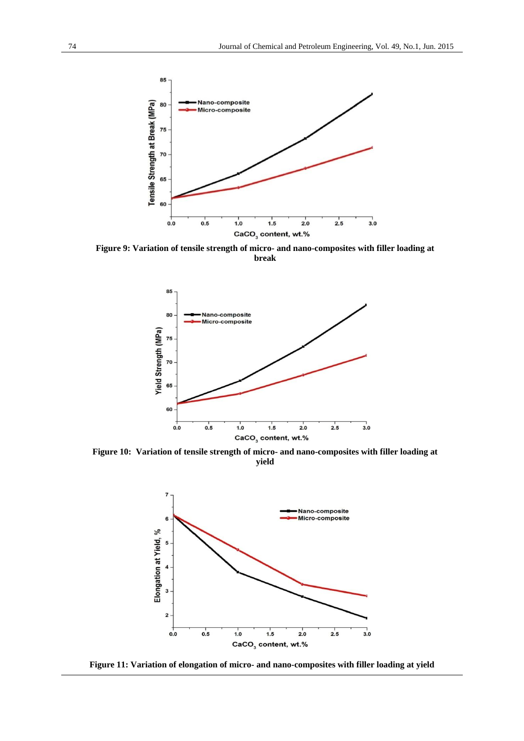Figure 9: Variation of tensile strength of micro- and nano-composites with filler loading at break

Figure 10: Variation of tensile strength of micro- and nano-composites with filler loading at yield

Figure 11: Variation of elongation of micro- and nano-composites with filler loading at yield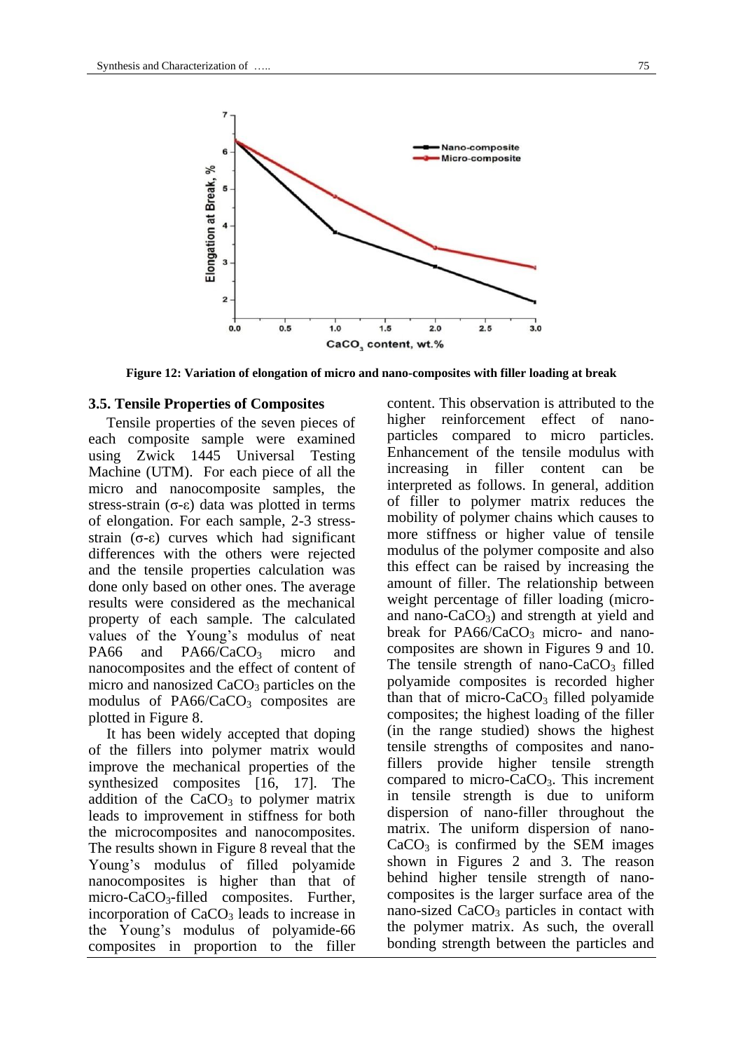Figure 12: Variation of elongation of micro and nano-composites with filler loading at break

### 3.5. Tensile Properties of Composites

Tensile properties of the seven pieces of each composite sample were examined using Zwick 1445 Universal Testing Machine (UTM). For each piece of all the micro and nanocomposite samples, the stress-strain (σ-ε) data was plotted in terms of elongation. For each sample, 2-3 stress-strain (σ-ε) curves which had significant differences with the others were rejected and the tensile properties calculation was done only based on other ones. The average results were considered as the mechanical property of each sample. The calculated values of the Young's modulus of neat PA66 and PA66/$CaCO_3$ micro and nanocomposites and the effect of content of micro and nanosized $CaCO_3$ particles on the modulus of PA66/$CaCO_3$ composites are plotted in Figure 8.

It has been widely accepted that doping of the fillers into polymer matrix would improve the mechanical properties of the synthesized composites [16, 17]. The addition of the $CaCO_3$ to polymer matrix leads to improvement in stiffness for both the microcomposites and nanocomposites. The results shown in Figure 8 reveal that the Young's modulus of filled polyamide nanocomposites is higher than that of micro-$CaCO_3$-filled composites. Further, incorporation of $CaCO_3$ leads to increase in the Young's modulus of polyamide-66 composites in proportion to the filler content. This observation is attributed to the higher reinforcement effect of nano-particles compared to micro particles. Enhancement of the tensile modulus with increasing in filler content can be interpreted as follows. In general, addition of filler to polymer matrix reduces the mobility of polymer chains which causes to more stiffness or higher value of tensile modulus of the polymer composite and also this effect can be raised by increasing the amount of filler. The relationship between weight percentage of filler loading (micro- and nano-$CaCO_3$) and strength at yield and break for PA66/$CaCO_3$ micro- and nano-composites are shown in Figures 9 and 10. The tensile strength of nano-$CaCO_3$ filled polyamide composites is recorded higher than that of micro-$CaCO_3$ filled polyamide composites; the highest loading of the filler (in the range studied) shows the highest tensile strengths of composites and nano-fillers provide higher tensile strength compared to micro-$CaCO_3$. This increment in tensile strength is due to uniform dispersion of nano-filler throughout the matrix. The uniform dispersion of nano-$CaCO_3$ is confirmed by the SEM images shown in Figures 2 and 3. The reason behind higher tensile strength of nano-composites is the larger surface area of the nano-sized $CaCO_3$ particles in contact with the polymer matrix. As such, the overall bonding strength between the particles and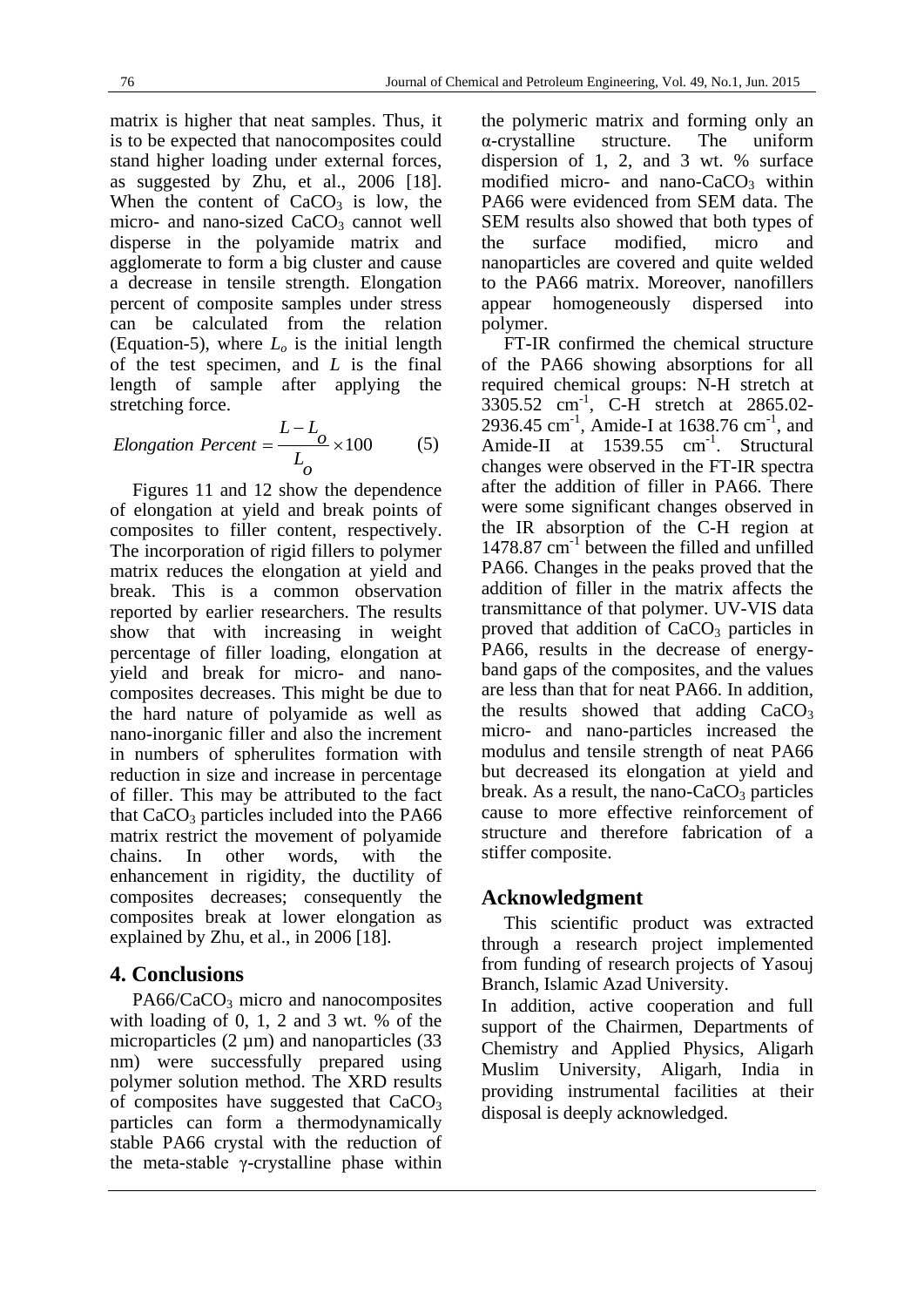matrix is higher that neat samples. Thus, it is to be expected that nanocomposites could stand higher loading under external forces, as suggested by Zhu, et al., 2006 [18]. When the content of $CaCO_3$ is low, the micro- and nano-sized $CaCO_3$ cannot well disperse in the polyamide matrix and agglomerate to form a big cluster and cause a decrease in tensile strength. Elongation percent of composite samples under stress can be calculated from the relation (Equation-5), where $L_o$ is the initial length of the test specimen, and $L$ is the final length of sample after applying the stretching force.

$$Elongation\ Percent = \frac{L - L_o}{L_o} \times 100 \qquad (5)$$

Figures 11 and 12 show the dependence of elongation at yield and break points of composites to filler content, respectively. The incorporation of rigid fillers to polymer matrix reduces the elongation at yield and break. This is a common observation reported by earlier researchers. The results show that with increasing in weight percentage of filler loading, elongation at yield and break for micro- and nano-composites decreases. This might be due to the hard nature of polyamide as well as nano-inorganic filler and also the increment in numbers of spherulites formation with reduction in size and increase in percentage of filler. This may be attributed to the fact that $CaCO_3$ particles included into the PA66 matrix restrict the movement of polyamide chains. In other words, with the enhancement in rigidity, the ductility of composites decreases; consequently the composites break at lower elongation as explained by Zhu, et al., in 2006 [18].

## 4. Conclusions

PA66/$CaCO_3$ micro and nanocomposites with loading of 0, 1, 2 and 3 wt. % of the microparticles (2 µm) and nanoparticles (33 nm) were successfully prepared using polymer solution method. The XRD results of composites have suggested that $CaCO_3$ particles can form a thermodynamically stable PA66 crystal with the reduction of the meta-stable γ-crystalline phase within the polymeric matrix and forming only an α-crystalline structure. The uniform dispersion of 1, 2, and 3 wt. % surface modified micro- and nano-$CaCO_3$ within PA66 were evidenced from SEM data. The SEM results also showed that both types of the surface modified, micro and nanoparticles are covered and quite welded to the PA66 matrix. Moreover, nanofillers appear homogeneously dispersed into polymer.

FT-IR confirmed the chemical structure of the PA66 showing absorptions for all required chemical groups: N-H stretch at 3305.52 $cm^{-1}$, C-H stretch at 2865.02-2936.45 $cm^{-1}$, Amide-I at 1638.76 $cm^{-1}$, and Amide-II at 1539.55 $cm^{-1}$. Structural changes were observed in the FT-IR spectra after the addition of filler in PA66. There were some significant changes observed in the IR absorption of the C-H region at 1478.87 $cm^{-1}$ between the filled and unfilled PA66. Changes in the peaks proved that the addition of filler in the matrix affects the transmittance of that polymer. UV-VIS data proved that addition of $CaCO_3$ particles in PA66, results in the decrease of energy-band gaps of the composites, and the values are less than that for neat PA66. In addition, the results showed that adding $CaCO_3$ micro- and nano-particles increased the modulus and tensile strength of neat PA66 but decreased its elongation at yield and break. As a result, the nano-$CaCO_3$ particles cause to more effective reinforcement of structure and therefore fabrication of a stiffer composite.

## Acknowledgment

This scientific product was extracted through a research project implemented from funding of research projects of Yasouj Branch, Islamic Azad University.

In addition, active cooperation and full support of the Chairmen, Departments of Chemistry and Applied Physics, Aligarh Muslim University, Aligarh, India in providing instrumental facilities at their disposal is deeply acknowledged.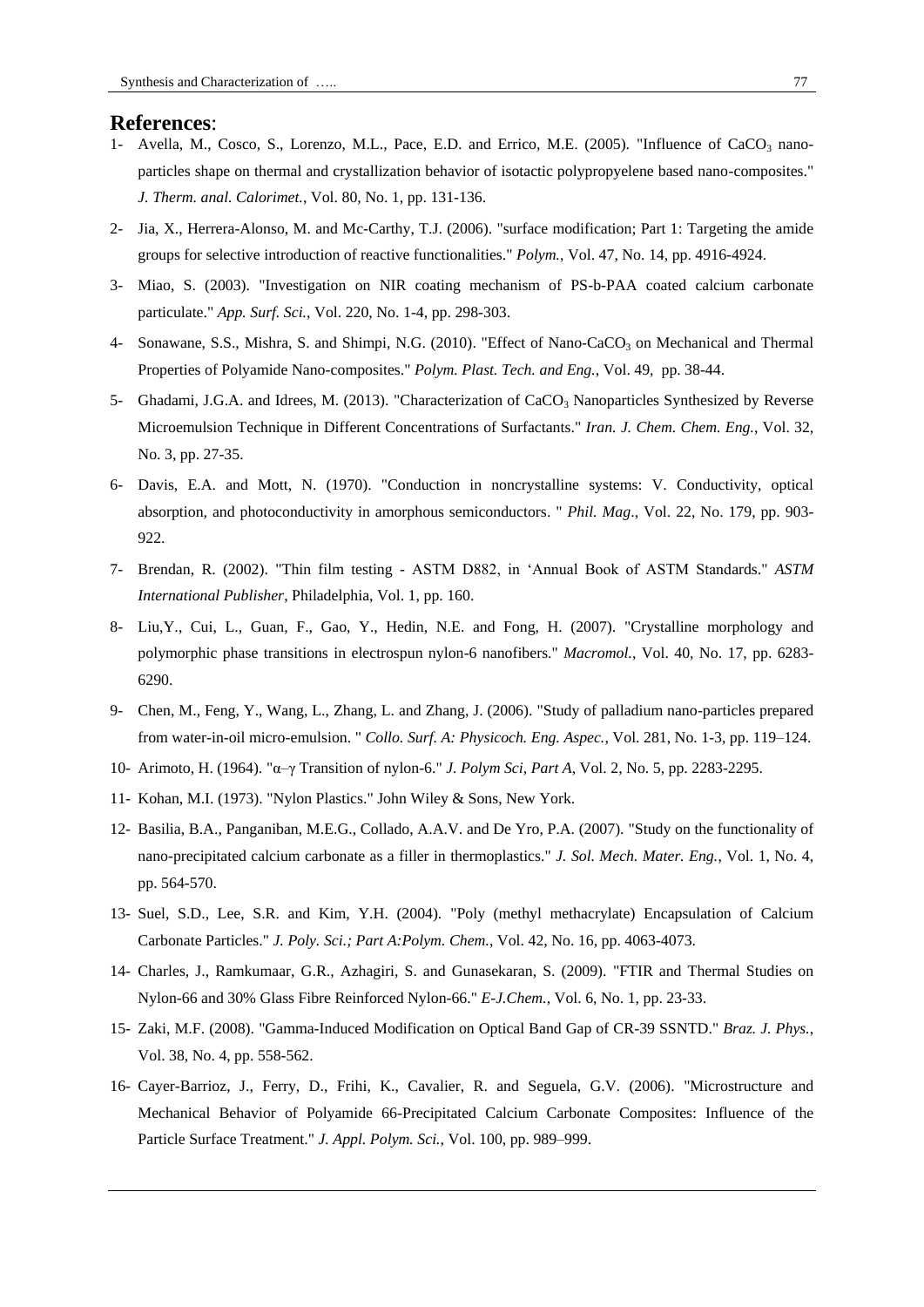## References:

1- Avella, M., Cosco, S., Lorenzo, M.L., Pace, E.D. and Errico, M.E. (2005). "Influence of $CaCO_3$ nano-particles shape on thermal and crystallization behavior of isotactic polypropyelene based nano-composites." *J. Therm. anal. Calorimet.*, Vol. 80, No. 1, pp. 131-136.

2- Jia, X., Herrera-Alonso, M. and Mc-Carthy, T.J. (2006). "surface modification; Part 1: Targeting the amide groups for selective introduction of reactive functionalities." *Polym.*, Vol. 47, No. 14, pp. 4916-4924.

3- Miao, S. (2003). "Investigation on NIR coating mechanism of PS-b-PAA coated calcium carbonate particulate." *App. Surf. Sci.*, Vol. 220, No. 1-4, pp. 298-303.

4- Sonawane, S.S., Mishra, S. and Shimpi, N.G. (2010). "Effect of Nano-$CaCO_3$ on Mechanical and Thermal Properties of Polyamide Nano-composites." *Polym. Plast. Tech. and Eng.*, Vol. 49, pp. 38-44.

5- Ghadami, J.G.A. and Idrees, M. (2013). "Characterization of $CaCO_3$ Nanoparticles Synthesized by Reverse Microemulsion Technique in Different Concentrations of Surfactants." *Iran. J. Chem. Chem. Eng.*, Vol. 32, No. 3, pp. 27-35.

6- Davis, E.A. and Mott, N. (1970). "Conduction in noncrystalline systems: V. Conductivity, optical absorption, and photoconductivity in amorphous semiconductors. " *Phil. Mag*., Vol. 22, No. 179, pp. 903-922.

7- Brendan, R. (2002). "Thin film testing - ASTM D882, in 'Annual Book of ASTM Standards." *ASTM International Publisher*, Philadelphia, Vol. 1, pp. 160.

8- Liu,Y., Cui, L., Guan, F., Gao, Y., Hedin, N.E. and Fong, H. (2007). "Crystalline morphology and polymorphic phase transitions in electrospun nylon-6 nanofibers." *Macromol.*, Vol. 40, No. 17, pp. 6283-6290.

9- Chen, M., Feng, Y., Wang, L., Zhang, L. and Zhang, J. (2006). "Study of palladium nano-particles prepared from water-in-oil micro-emulsion. " *Collo. Surf. A: Physicoch. Eng. Aspec.*, Vol. 281, No. 1-3, pp. 119–124.

10- Arimoto, H. (1964). "α–γ Transition of nylon-6." *J. Polym Sci, Part A*, Vol. 2, No. 5, pp. 2283-2295.

11- Kohan, M.I. (1973). "Nylon Plastics." John Wiley & Sons, New York.

12- Basilia, B.A., Panganiban, M.E.G., Collado, A.A.V. and De Yro, P.A. (2007). "Study on the functionality of nano-precipitated calcium carbonate as a filler in thermoplastics." *J. Sol. Mech. Mater. Eng.*, Vol. 1, No. 4, pp. 564-570.

13- Suel, S.D., Lee, S.R. and Kim, Y.H. (2004). "Poly (methyl methacrylate) Encapsulation of Calcium Carbonate Particles." *J. Poly. Sci.; Part A:Polym. Chem.*, Vol. 42, No. 16, pp. 4063-4073.

14- Charles, J., Ramkumaar, G.R., Azhagiri, S. and Gunasekaran, S. (2009). "FTIR and Thermal Studies on Nylon-66 and 30% Glass Fibre Reinforced Nylon-66." *E-J.Chem.*, Vol. 6, No. 1, pp. 23-33.

15- Zaki, M.F. (2008). "Gamma-Induced Modification on Optical Band Gap of CR-39 SSNTD." *Braz. J. Phys.*, Vol. 38, No. 4, pp. 558-562.

16- Cayer-Barrioz, J., Ferry, D., Frihi, K., Cavalier, R. and Seguela, G.V. (2006). "Microstructure and Mechanical Behavior of Polyamide 66-Precipitated Calcium Carbonate Composites: Influence of the Particle Surface Treatment." *J. Appl. Polym. Sci.*, Vol. 100, pp. 989–999.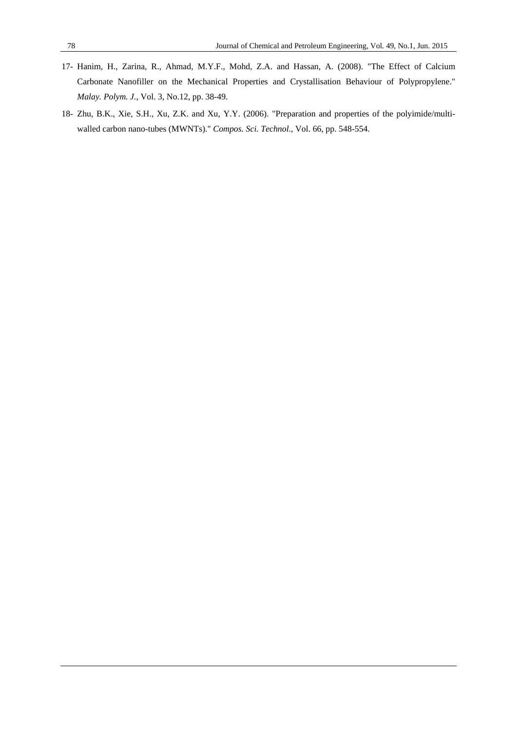17- Hanim, H., Zarina, R., Ahmad, M.Y.F., Mohd, Z.A. and Hassan, A. (2008). "The Effect of Calcium Carbonate Nanofiller on the Mechanical Properties and Crystallisation Behaviour of Polypropylene." *Malay. Polym. J.*, Vol. 3, No.12, pp. 38-49.

18- Zhu, B.K., Xie, S.H., Xu, Z.K. and Xu, Y.Y. (2006). "Preparation and properties of the polyimide/multi-walled carbon nano-tubes (MWNTs)." *Compos. Sci. Technol.*, Vol. 66, pp. 548-554.